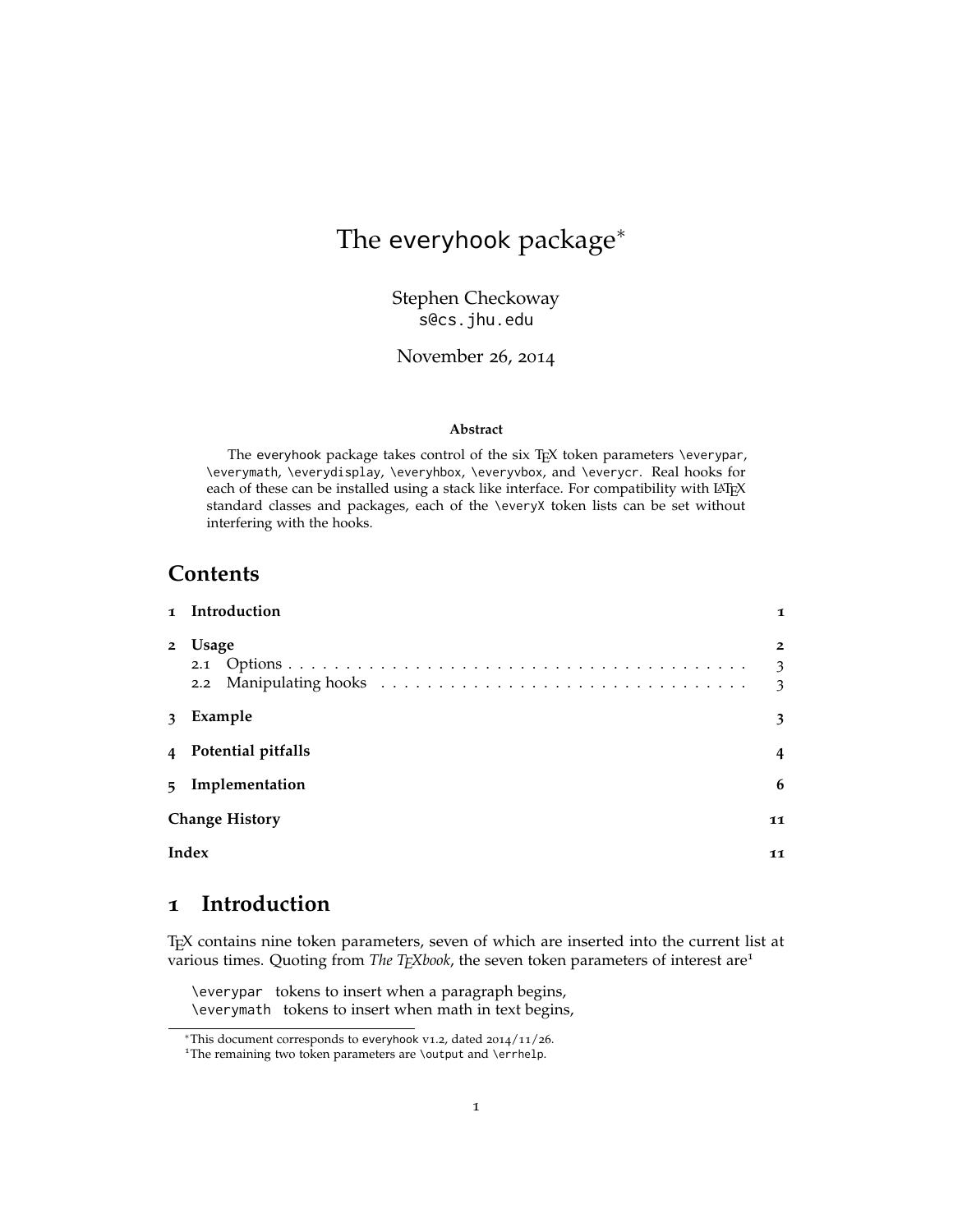# The everyhook package*

Stephen Checkoway
s@cs.jhu.edu

November 26, 2014

**Abstract**

The everyhook package takes control of the six TeX token parameters \everypar, \everymath, \everydisplay, \everyhbox, \everyvbox, and \everycr. Real hooks for each of these can be installed using a stack like interface. For compatibility with LaTeX standard classes and packages, each of the \everyX token lists can be set without interfering with the hooks.

## Contents

| | | |
|---|---|---|
| **1** | **Introduction** | **1** |
| **2** | **Usage** | **2** |
| 2.1 | Options | 3 |
| 2.2 | Manipulating hooks | 3 |
| **3** | **Example** | **3** |
| **4** | **Potential pitfalls** | **4** |
| **5** | **Implementation** | **6** |
| | **Change History** | **11** |
| | **Index** | **11** |

## 1 Introduction

TeX contains nine token parameters, seven of which are inserted into the current list at various times. Quoting from *The TeXbook*, the seven token parameters of interest are[1]

\everypar tokens to insert when a paragraph begins,
\everymath tokens to insert when math in text begins,

*This document corresponds to everyhook v1.2, dated 2014/11/26.

[1]The remaining two token parameters are \output and \errhelp.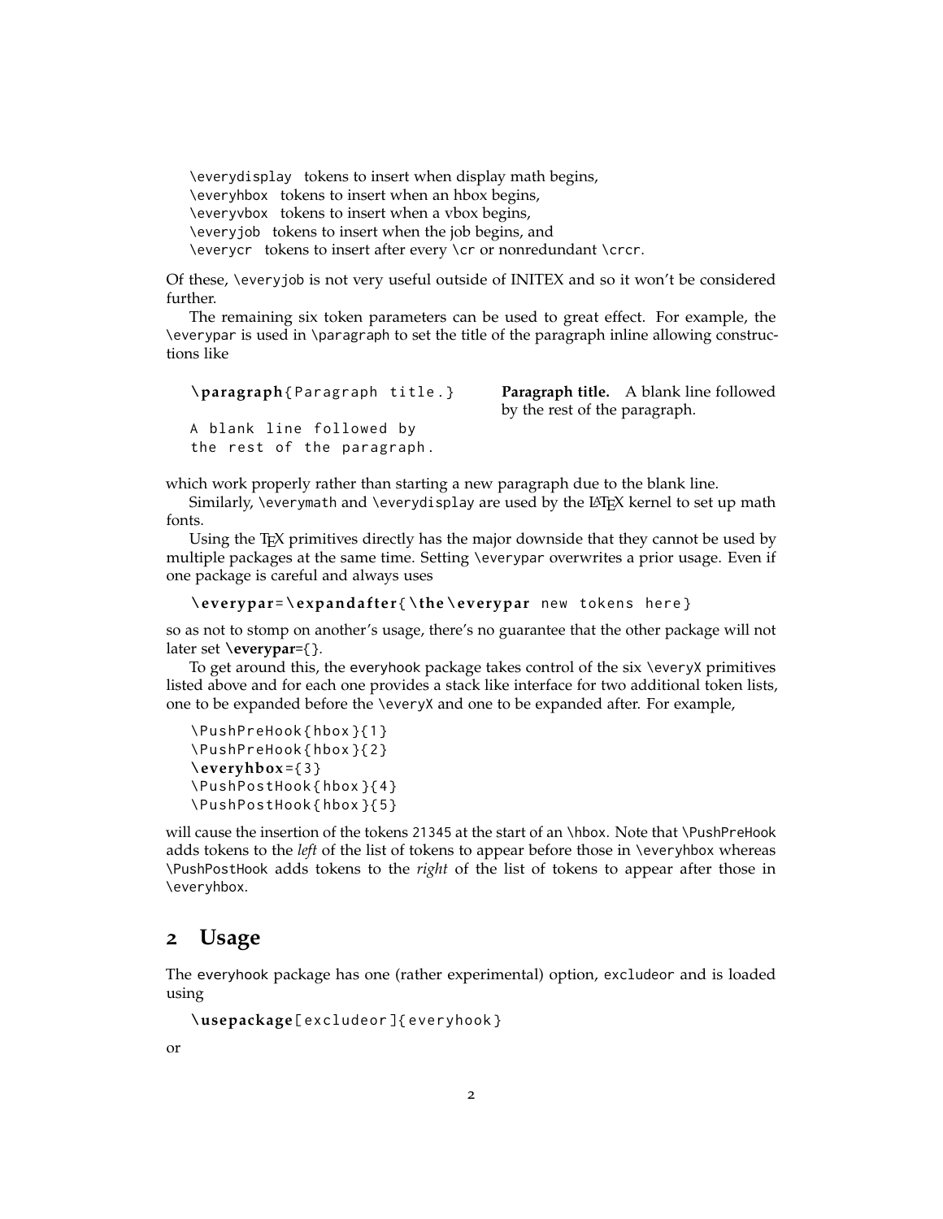`\everydisplay` tokens to insert when display math begins,
`\everyhbox` tokens to insert when an hbox begins,
`\everyvbox` tokens to insert when a vbox begins,
`\everyjob` tokens to insert when the job begins, and
`\everycr` tokens to insert after every `\cr` or nonredundant `\crcr`.

Of these, `\everyjob` is not very useful outside of INITEX and so it won't be considered further.

The remaining six token parameters can be used to great effect. For example, the `\everypar` is used in `\paragraph` to set the title of the paragraph inline allowing constructions like

```
\paragraph{Paragraph title.}

A blank line followed by
the rest of the paragraph.
```

**Paragraph title.** A blank line followed by the rest of the paragraph.

which work properly rather than starting a new paragraph due to the blank line.

Similarly, `\everymath` and `\everydisplay` are used by the LaTeX kernel to set up math fonts.

Using the TeX primitives directly has the major downside that they cannot be used by multiple packages at the same time. Setting `\everypar` overwrites a prior usage. Even if one package is careful and always uses

```
\everypar=\expandafter{\the\everypar new tokens here}
```

so as not to stomp on another's usage, there's no guarantee that the other package will not later set **\everypar**={}.

To get around this, the everyhook package takes control of the six `\everyX` primitives listed above and for each one provides a stack like interface for two additional token lists, one to be expanded before the `\everyX` and one to be expanded after. For example,

```
\PushPreHook{hbox}{1}
\PushPreHook{hbox}{2}
\everyhbox={3}
\PushPostHook{hbox}{4}
\PushPostHook{hbox}{5}
```

will cause the insertion of the tokens `21345` at the start of an `\hbox`. Note that `\PushPreHook` adds tokens to the *left* of the list of tokens to appear before those in `\everyhbox` whereas `\PushPostHook` adds tokens to the *right* of the list of tokens to appear after those in `\everyhbox`.

## 2 Usage

The everyhook package has one (rather experimental) option, `excludeor` and is loaded using

```
\usepackage[excludeor]{everyhook}
```

or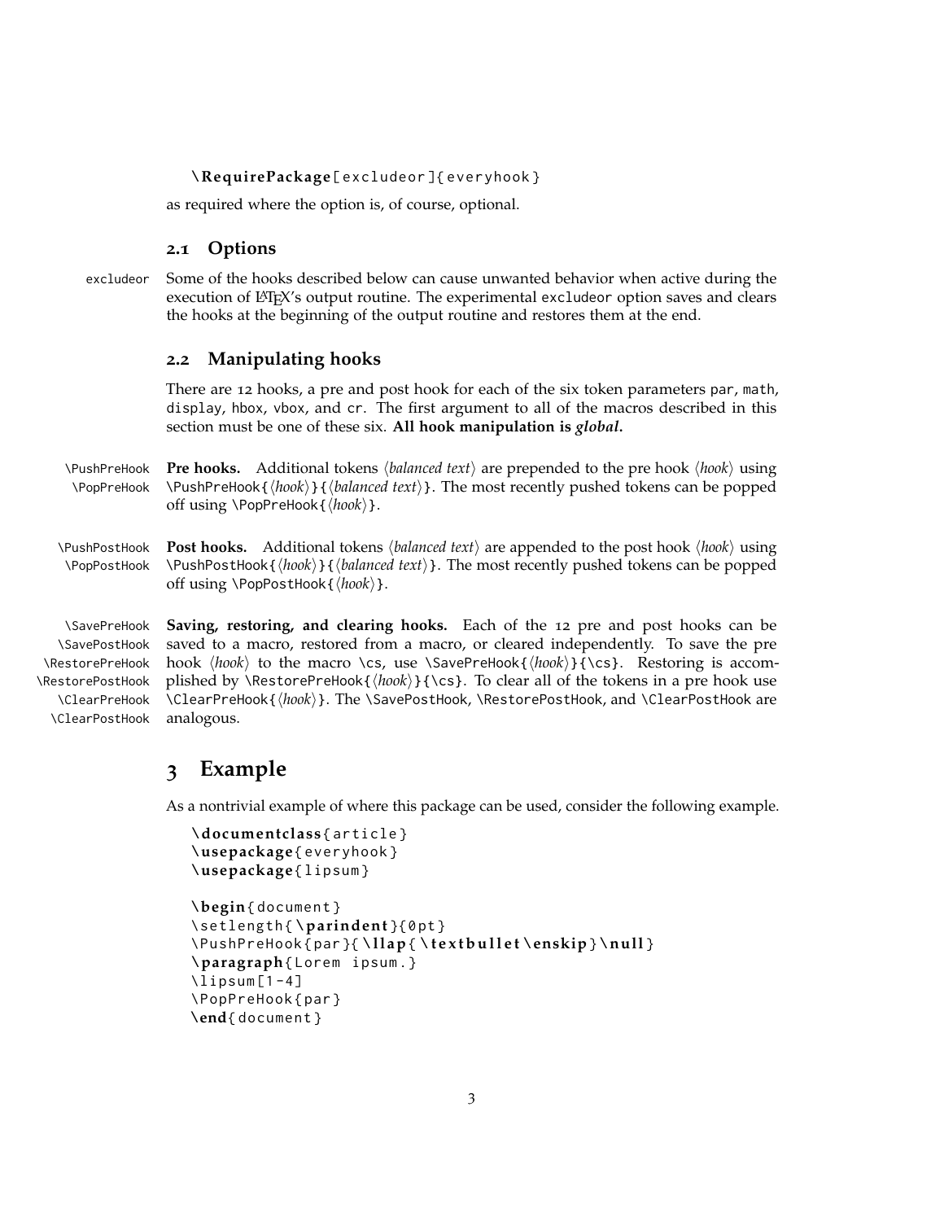```
\RequirePackage[excludeor]{everyhook}
```

as required where the option is, of course, optional.

### 2.1 Options

excludeor

Some of the hooks described below can cause unwanted behavior when active during the execution of LaTeX's output routine. The experimental `excludeor` option saves and clears the hooks at the beginning of the output routine and restores them at the end.

### 2.2 Manipulating hooks

There are 12 hooks, a pre and post hook for each of the six token parameters `par`, `math`, `display`, `hbox`, `vbox`, and `cr`. The first argument to all of the macros described in this section must be one of these six. **All hook manipulation is *global*.**

\PushPreHook
\PopPreHook

**Pre hooks.** Additional tokens ⟨*balanced text*⟩ are prepended to the pre hook ⟨*hook*⟩ using `\PushPreHook{`⟨*hook*⟩`}{`⟨*balanced text*⟩`}`. The most recently pushed tokens can be popped off using `\PopPreHook{`⟨*hook*⟩`}`.

\PushPostHook
\PopPostHook

**Post hooks.** Additional tokens ⟨*balanced text*⟩ are appended to the post hook ⟨*hook*⟩ using `\PushPostHook{`⟨*hook*⟩`}{`⟨*balanced text*⟩`}`. The most recently pushed tokens can be popped off using `\PopPostHook{`⟨*hook*⟩`}`.

\SavePreHook
\SavePostHook
\RestorePreHook
\RestorePostHook
\ClearPreHook
\ClearPostHook

**Saving, restoring, and clearing hooks.** Each of the 12 pre and post hooks can be saved to a macro, restored from a macro, or cleared independently. To save the pre hook ⟨*hook*⟩ to the macro `\cs`, use `\SavePreHook{`⟨*hook*⟩`}{\cs}`. Restoring is accomplished by `\RestorePreHook{`⟨*hook*⟩`}{\cs}`. To clear all of the tokens in a pre hook use `\ClearPreHook{`⟨*hook*⟩`}`. The `\SavePostHook`, `\RestorePostHook`, and `\ClearPostHook` are analogous.

## 3 Example

As a nontrivial example of where this package can be used, consider the following example.

```
\documentclass{article}
\usepackage{everyhook}
\usepackage{lipsum}

\begin{document}
\setlength{\parindent}{0pt}
\PushPreHook{par}{\llap{\textbullet\enskip}\null}
\paragraph{Lorem ipsum.}
\lipsum[1-4]
\PopPreHook{par}
\end{document}
```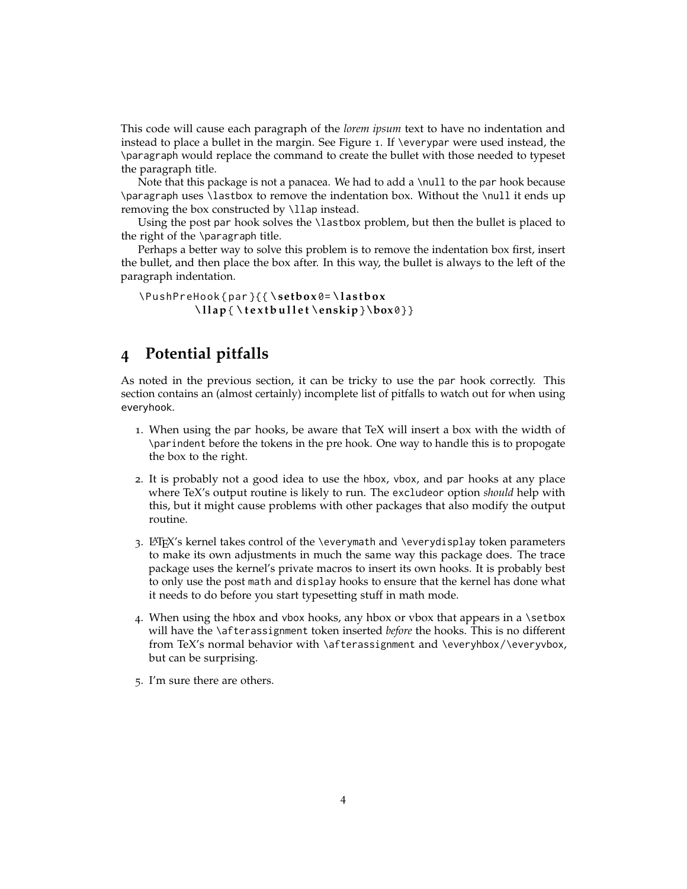This code will cause each paragraph of the *lorem ipsum* text to have no indentation and instead to place a bullet in the margin. See Figure 1. If \everypar were used instead, the \paragraph would replace the command to create the bullet with those needed to typeset the paragraph title.

Note that this package is not a panacea. We had to add a \null to the par hook because \paragraph uses \lastbox to remove the indentation box. Without the \null it ends up removing the box constructed by \llap instead.

Using the post par hook solves the \lastbox problem, but then the bullet is placed to the right of the \paragraph title.

Perhaps a better way to solve this problem is to remove the indentation box first, insert the bullet, and then place the box after. In this way, the bullet is always to the left of the paragraph indentation.

```
\PushPreHook{par}{{\setbox0=\lastbox
        \llap{\textbullet\enskip}\box0}}
```

## 4 Potential pitfalls

As noted in the previous section, it can be tricky to use the par hook correctly. This section contains an (almost certainly) incomplete list of pitfalls to watch out for when using everyhook.

1. When using the par hooks, be aware that TeX will insert a box with the width of \parindent before the tokens in the pre hook. One way to handle this is to propogate the box to the right.
2. It is probably not a good idea to use the hbox, vbox, and par hooks at any place where TeX's output routine is likely to run. The excludeor option *should* help with this, but it might cause problems with other packages that also modify the output routine.
3. LaTeX's kernel takes control of the \everymath and \everydisplay token parameters to make its own adjustments in much the same way this package does. The trace package uses the kernel's private macros to insert its own hooks. It is probably best to only use the post math and display hooks to ensure that the kernel has done what it needs to do before you start typesetting stuff in math mode.
4. When using the hbox and vbox hooks, any hbox or vbox that appears in a \setbox will have the \afterassignment token inserted *before* the hooks. This is no different from TeX's normal behavior with \afterassignment and \everyhbox/\everyvbox, but can be surprising.
5. I'm sure there are others.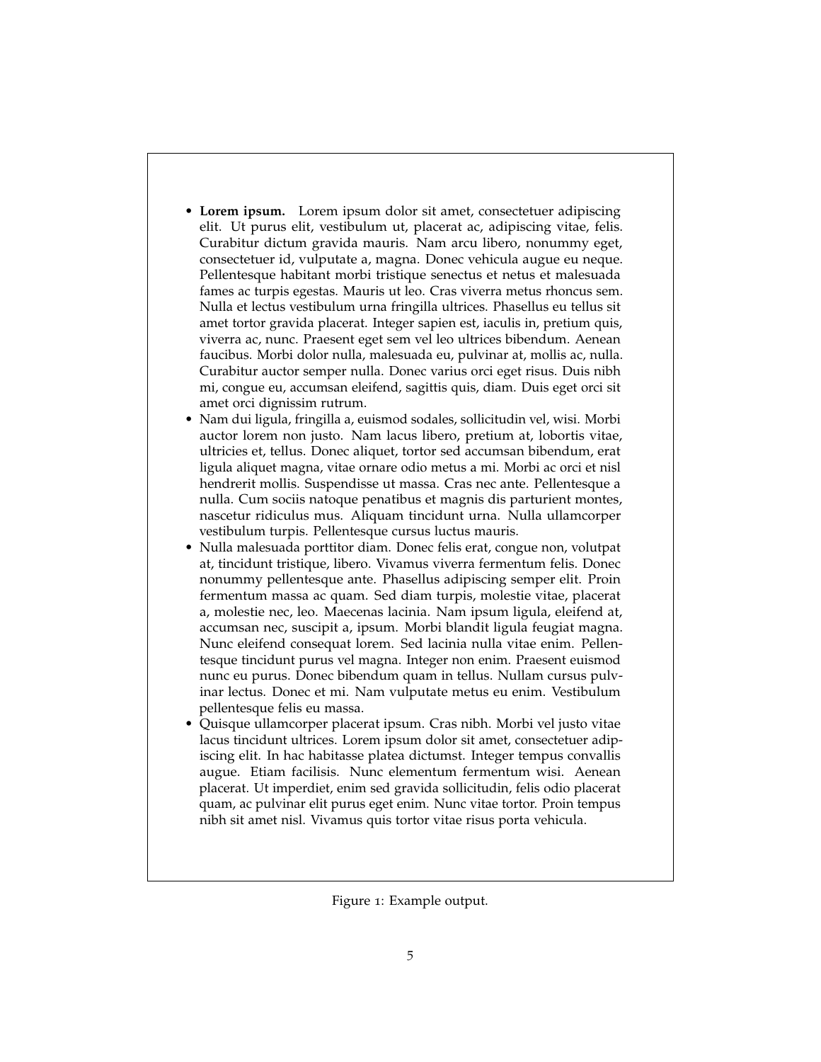- **Lorem ipsum.** Lorem ipsum dolor sit amet, consectetuer adipiscing elit. Ut purus elit, vestibulum ut, placerat ac, adipiscing vitae, felis. Curabitur dictum gravida mauris. Nam arcu libero, nonummy eget, consectetuer id, vulputate a, magna. Donec vehicula augue eu neque. Pellentesque habitant morbi tristique senectus et netus et malesuada fames ac turpis egestas. Mauris ut leo. Cras viverra metus rhoncus sem. Nulla et lectus vestibulum urna fringilla ultrices. Phasellus eu tellus sit amet tortor gravida placerat. Integer sapien est, iaculis in, pretium quis, viverra ac, nunc. Praesent eget sem vel leo ultrices bibendum. Aenean faucibus. Morbi dolor nulla, malesuada eu, pulvinar at, mollis ac, nulla. Curabitur auctor semper nulla. Donec varius orci eget risus. Duis nibh mi, congue eu, accumsan eleifend, sagittis quis, diam. Duis eget orci sit amet orci dignissim rutrum.
- Nam dui ligula, fringilla a, euismod sodales, sollicitudin vel, wisi. Morbi auctor lorem non justo. Nam lacus libero, pretium at, lobortis vitae, ultricies et, tellus. Donec aliquet, tortor sed accumsan bibendum, erat ligula aliquet magna, vitae ornare odio metus a mi. Morbi ac orci et nisl hendrerit mollis. Suspendisse ut massa. Cras nec ante. Pellentesque a nulla. Cum sociis natoque penatibus et magnis dis parturient montes, nascetur ridiculus mus. Aliquam tincidunt urna. Nulla ullamcorper vestibulum turpis. Pellentesque cursus luctus mauris.
- Nulla malesuada porttitor diam. Donec felis erat, congue non, volutpat at, tincidunt tristique, libero. Vivamus viverra fermentum felis. Donec nonummy pellentesque ante. Phasellus adipiscing semper elit. Proin fermentum massa ac quam. Sed diam turpis, molestie vitae, placerat a, molestie nec, leo. Maecenas lacinia. Nam ipsum ligula, eleifend at, accumsan nec, suscipit a, ipsum. Morbi blandit ligula feugiat magna. Nunc eleifend consequat lorem. Sed lacinia nulla vitae enim. Pellentesque tincidunt purus vel magna. Integer non enim. Praesent euismod nunc eu purus. Donec bibendum quam in tellus. Nullam cursus pulvinar lectus. Donec et mi. Nam vulputate metus eu enim. Vestibulum pellentesque felis eu massa.
- Quisque ullamcorper placerat ipsum. Cras nibh. Morbi vel justo vitae lacus tincidunt ultrices. Lorem ipsum dolor sit amet, consectetuer adipiscing elit. In hac habitasse platea dictumst. Integer tempus convallis augue. Etiam facilisis. Nunc elementum fermentum wisi. Aenean placerat. Ut imperdiet, enim sed gravida sollicitudin, felis odio placerat quam, ac pulvinar elit purus eget enim. Nunc vitae tortor. Proin tempus nibh sit amet nisl. Vivamus quis tortor vitae risus porta vehicula.

Figure 1: Example output.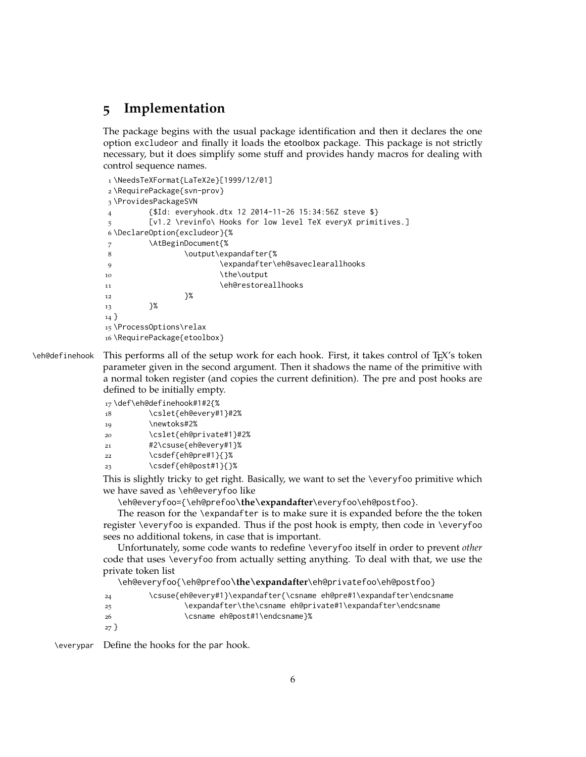## 5 Implementation

The package begins with the usual package identification and then it declares the one option excludeor and finally it loads the etoolbox package. This package is not strictly necessary, but it does simplify some stuff and provides handy macros for dealing with control sequence names.

```
1 \NeedsTeXFormat{LaTeX2e}[1999/12/01]
2 \RequirePackage{svn-prov}
3 \ProvidesPackageSVN
4         {$Id: everyhook.dtx 12 2014-11-26 15:34:56Z steve $}
5         [v1.2 \revinfo\ Hooks for low level TeX everyX primitives.]
6 \DeclareOption{excludeor}{%
7         \AtBeginDocument{%
8                 \output\expandafter{%
9                         \expandafter\eh@saveclearallhooks
10                        \the\output
11                        \eh@restoreallhooks
12                }%
13        }%
14 }
15 \ProcessOptions\relax
16 \RequirePackage{etoolbox}
```

\eh@definehook This performs all of the setup work for each hook. First, it takes control of TEX's token parameter given in the second argument. Then it shadows the name of the primitive with a normal token register (and copies the current definition). The pre and post hooks are defined to be initially empty.

```
17 \def\eh@definehook#1#2{%
18         \cslet{eh@every#1}#2%
19         \newtoks#2%
20         \cslet{eh@private#1}#2%
21         #2\csuse{eh@every#1}%
22         \csdef{eh@pre#1}{}%
23         \csdef{eh@post#1}{}%
```

This is slightly tricky to get right. Basically, we want to set the \everyfoo primitive which we have saved as \eh@everyfoo like

\eh@everyfoo={\eh@prefoo**\the\expandafter**\everyfoo\eh@postfoo}.

The reason for the \expandafter is to make sure it is expanded before the the token register \everyfoo is expanded. Thus if the post hook is empty, then code in \everyfoo sees no additional tokens, in case that is important.

Unfortunately, some code wants to redefine \everyfoo itself in order to prevent *other* code that uses \everyfoo from actually setting anything. To deal with that, we use the private token list

\eh@everyfoo{\eh@prefoo**\the\expandafter**\eh@privatefoo\eh@postfoo}

```
24         \csuse{eh@every#1}\expandafter{\csname eh@pre#1\expandafter\endcsname
25                 \expandafter\the\csname eh@private#1\expandafter\endcsname
26                 \csname eh@post#1\endcsname}%
27 }
```

\everypar Define the hooks for the par hook.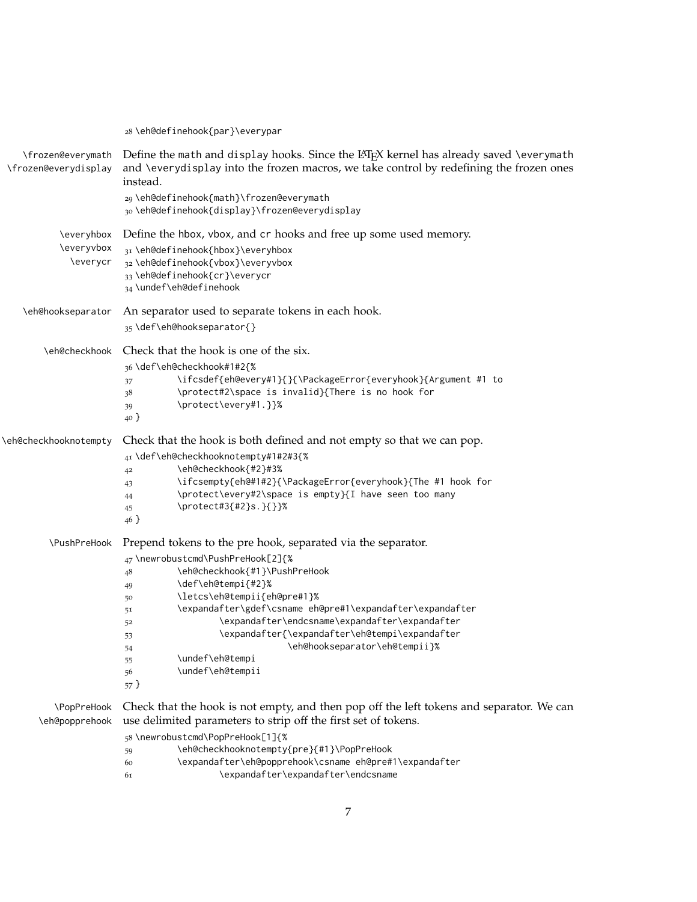```
28 \eh@definehook{par}\everypar
```

\frozen@everymath \frozen@everydisplay — Define the math and display hooks. Since the LaTeX kernel has already saved \everymath and \everydisplay into the frozen macros, we take control by redefining the frozen ones instead.

```
29 \eh@definehook{math}\frozen@everymath
30 \eh@definehook{display}\frozen@everydisplay
```

\everyhbox \everyvbox \everycr — Define the hbox, vbox, and cr hooks and free up some used memory.

```
31 \eh@definehook{hbox}\everyhbox
32 \eh@definehook{vbox}\everyvbox
33 \eh@definehook{cr}\everycr
34 \undef\eh@definehook
```

\eh@hookseparator — An separator used to separate tokens in each hook.

```
35 \def\eh@hookseparator{}
```

\eh@checkhook — Check that the hook is one of the six.

```
36 \def\eh@checkhook#1#2{%
37         \ifcsdef{eh@every#1}{}{\PackageError{everyhook}{Argument #1 to
38         \protect#2\space is invalid}{There is no hook for
39         \protect\every#1.}}%
40 }
```

\eh@checkhooknotempty — Check that the hook is both defined and not empty so that we can pop.

```
41 \def\eh@checkhooknotempty#1#2#3{%
42         \eh@checkhook{#2}#3%
43         \ifcsempty{eh@#1#2}{\PackageError{everyhook}{The #1 hook for
44         \protect\every#2\space is empty}{I have seen too many
45         \protect#3{#2}s.}{}}%
46 }
```

\PushPreHook — Prepend tokens to the pre hook, separated via the separator.

```
47 \newrobustcmd\PushPreHook[2]{%
48         \eh@checkhook{#1}\PushPreHook
49         \def\eh@tempi{#2}%
50         \letcs\eh@tempii{eh@pre#1}%
51         \expandafter\gdef\csname eh@pre#1\expandafter\expandafter
52                 \expandafter\endcsname\expandafter\expandafter
53                 \expandafter{\expandafter\eh@tempi\expandafter
54                         \eh@hookseparator\eh@tempii}%
55         \undef\eh@tempi
56         \undef\eh@tempii
57 }
```

\PopPreHook \eh@popprehook — Check that the hook is not empty, and then pop off the left tokens and separator. We can use delimited parameters to strip off the first set of tokens.

```
58 \newrobustcmd\PopPreHook[1]{%
59         \eh@checkhooknotempty{pre}{#1}\PopPreHook
60         \expandafter\eh@popprehook\csname eh@pre#1\expandafter
61                 \expandafter\expandafter\endcsname
```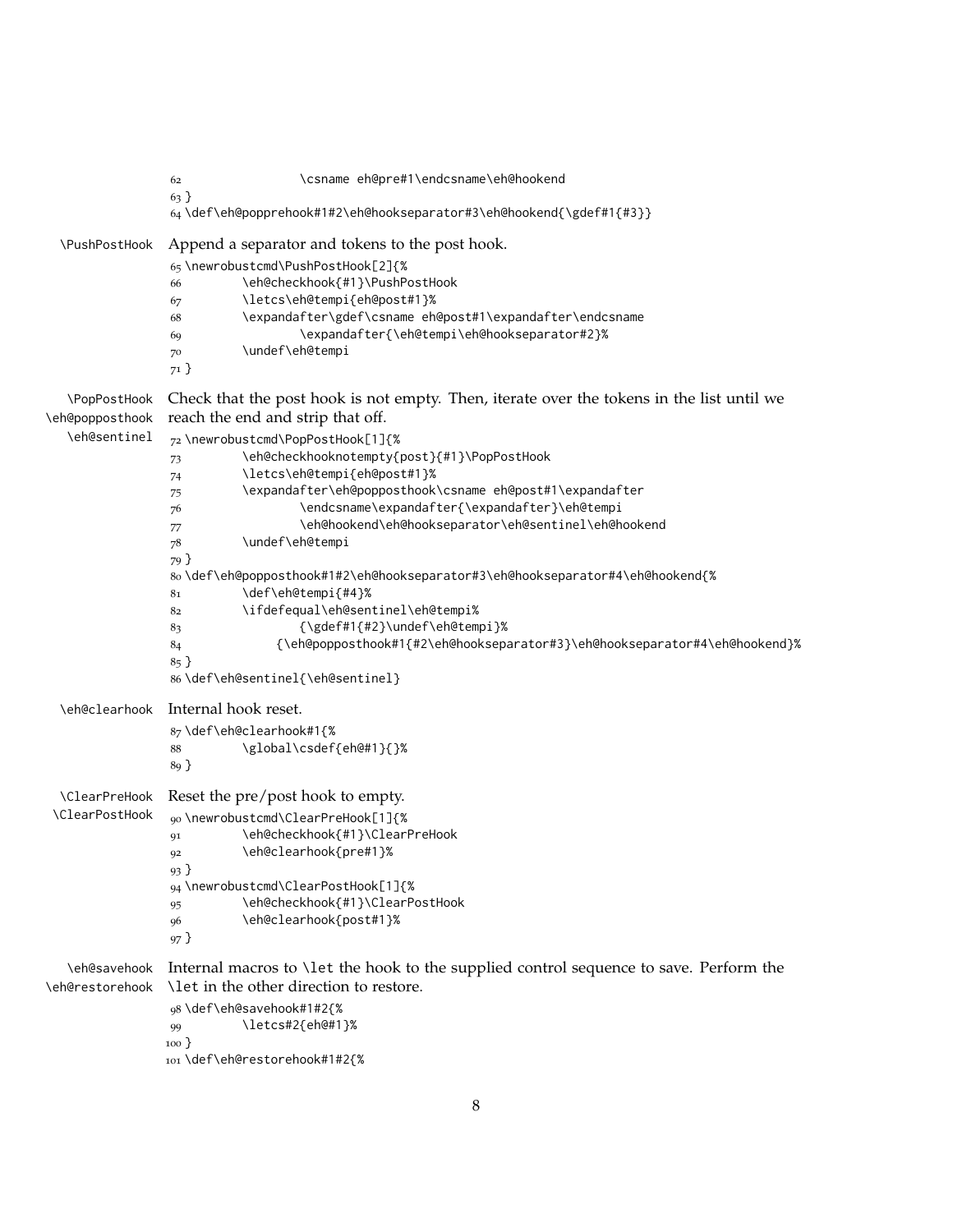```
62                 \csname eh@pre#1\endcsname\eh@hookend
63 }
64 \def\eh@popprehook#1#2\eh@hookseparator#3\eh@hookend{\gdef#1{#3}}
```

\PushPostHook Append a separator and tokens to the post hook.

```
65 \newrobustcmd\PushPostHook[2]{%
66         \eh@checkhook{#1}\PushPostHook
67         \letcs\eh@tempi{eh@post#1}%
68         \expandafter\gdef\csname eh@post#1\expandafter\endcsname
69                 \expandafter{\eh@tempi\eh@hookseparator#2}%
70         \undef\eh@tempi
71 }
```

\PopPostHook \eh@popposthook \eh@sentinel Check that the post hook is not empty. Then, iterate over the tokens in the list until we reach the end and strip that off.

```
72 \newrobustcmd\PopPostHook[1]{%
73         \eh@checkhooknotempty{post}{#1}\PopPostHook
74         \letcs\eh@tempi{eh@post#1}%
75         \expandafter\eh@popposthook\csname eh@post#1\expandafter
76                 \endcsname\expandafter{\expandafter}\eh@tempi
77                 \eh@hookend\eh@hookseparator\eh@sentinel\eh@hookend
78         \undef\eh@tempi
79 }
80 \def\eh@popposthook#1#2\eh@hookseparator#3\eh@hookseparator#4\eh@hookend{%
81         \def\eh@tempi{#4}%
82         \ifdefequal\eh@sentinel\eh@tempi%
83                 {\gdef#1{#2}\undef\eh@tempi}%
84             {\eh@popposthook#1{#2\eh@hookseparator#3}\eh@hookseparator#4\eh@hookend}%
85 }
86 \def\eh@sentinel{\eh@sentinel}
```

\eh@clearhook Internal hook reset.

```
87 \def\eh@clearhook#1{%
88         \global\csdef{eh@#1}{}%
89 }
```

\ClearPreHook \ClearPostHook Reset the pre/post hook to empty.

```
90 \newrobustcmd\ClearPreHook[1]{%
91         \eh@checkhook{#1}\ClearPreHook
92         \eh@clearhook{pre#1}%
93 }
94 \newrobustcmd\ClearPostHook[1]{%
95         \eh@checkhook{#1}\ClearPostHook
96         \eh@clearhook{post#1}%
97 }
```

\eh@savehook \eh@restorehook Internal macros to \let the hook to the supplied control sequence to save. Perform the \let in the other direction to restore.

```
98 \def\eh@savehook#1#2{%
99         \letcs#2{eh@#1}%
100 }
101 \def\eh@restorehook#1#2{%
```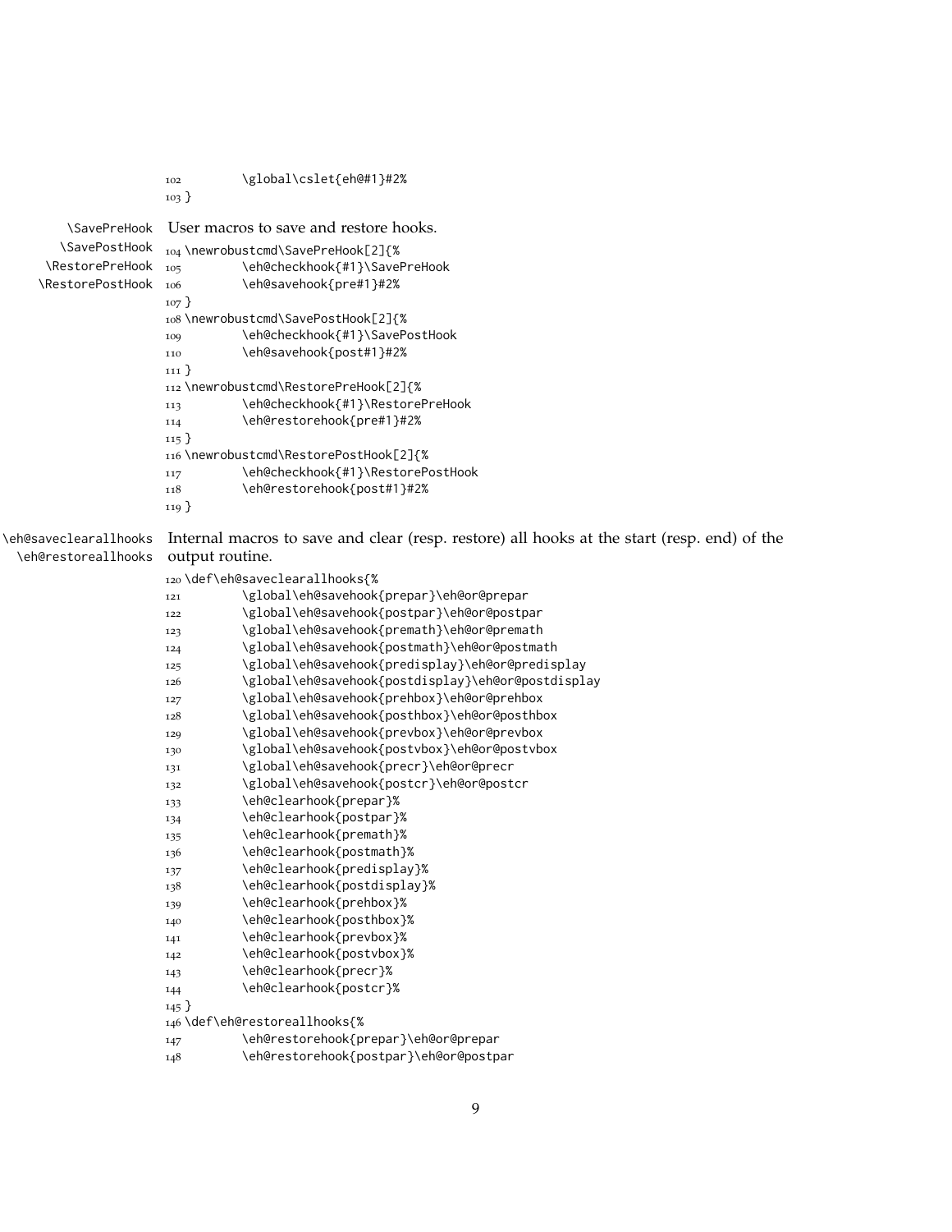```
102         \global\cslet{eh@#1}#2%
103 }
```

\SavePreHook \SavePostHook \RestorePreHook \RestorePostHook

User macros to save and restore hooks.

```
104 \newrobustcmd\SavePreHook[2]{%
105         \eh@checkhook{#1}\SavePreHook
106         \eh@savehook{pre#1}#2%
107 }
108 \newrobustcmd\SavePostHook[2]{%
109         \eh@checkhook{#1}\SavePostHook
110         \eh@savehook{post#1}#2%
111 }
112 \newrobustcmd\RestorePreHook[2]{%
113         \eh@checkhook{#1}\RestorePreHook
114         \eh@restorehook{pre#1}#2%
115 }
116 \newrobustcmd\RestorePostHook[2]{%
117         \eh@checkhook{#1}\RestorePostHook
118         \eh@restorehook{post#1}#2%
119 }
```

\eh@saveclearallhooks \eh@restoreallhooks

Internal macros to save and clear (resp. restore) all hooks at the start (resp. end) of the output routine.

```
120 \def\eh@saveclearallhooks{%
121         \global\eh@savehook{prepar}\eh@or@prepar
122         \global\eh@savehook{postpar}\eh@or@postpar
123         \global\eh@savehook{premath}\eh@or@premath
124         \global\eh@savehook{postmath}\eh@or@postmath
125         \global\eh@savehook{predisplay}\eh@or@predisplay
126         \global\eh@savehook{postdisplay}\eh@or@postdisplay
127         \global\eh@savehook{prehbox}\eh@or@prehbox
128         \global\eh@savehook{posthbox}\eh@or@posthbox
129         \global\eh@savehook{prevbox}\eh@or@prevbox
130         \global\eh@savehook{postvbox}\eh@or@postvbox
131         \global\eh@savehook{precr}\eh@or@precr
132         \global\eh@savehook{postcr}\eh@or@postcr
133         \eh@clearhook{prepar}%
134         \eh@clearhook{postpar}%
135         \eh@clearhook{premath}%
136         \eh@clearhook{postmath}%
137         \eh@clearhook{predisplay}%
138         \eh@clearhook{postdisplay}%
139         \eh@clearhook{prehbox}%
140         \eh@clearhook{posthbox}%
141         \eh@clearhook{prevbox}%
142         \eh@clearhook{postvbox}%
143         \eh@clearhook{precr}%
144         \eh@clearhook{postcr}%
145 }
146 \def\eh@restoreallhooks{%
147         \eh@restorehook{prepar}\eh@or@prepar
148         \eh@restorehook{postpar}\eh@or@postpar
```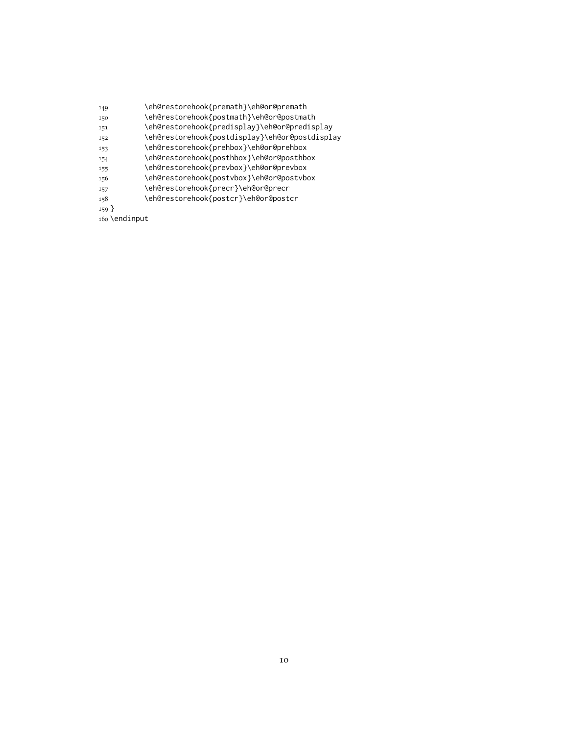```
149         \eh@restorehook{premath}\eh@or@premath
150         \eh@restorehook{postmath}\eh@or@postmath
151         \eh@restorehook{predisplay}\eh@or@predisplay
152         \eh@restorehook{postdisplay}\eh@or@postdisplay
153         \eh@restorehook{prehbox}\eh@or@prehbox
154         \eh@restorehook{posthbox}\eh@or@posthbox
155         \eh@restorehook{prevbox}\eh@or@prevbox
156         \eh@restorehook{postvbox}\eh@or@postvbox
157         \eh@restorehook{precr}\eh@or@precr
158         \eh@restorehook{postcr}\eh@or@postcr
159 }
160 \endinput
```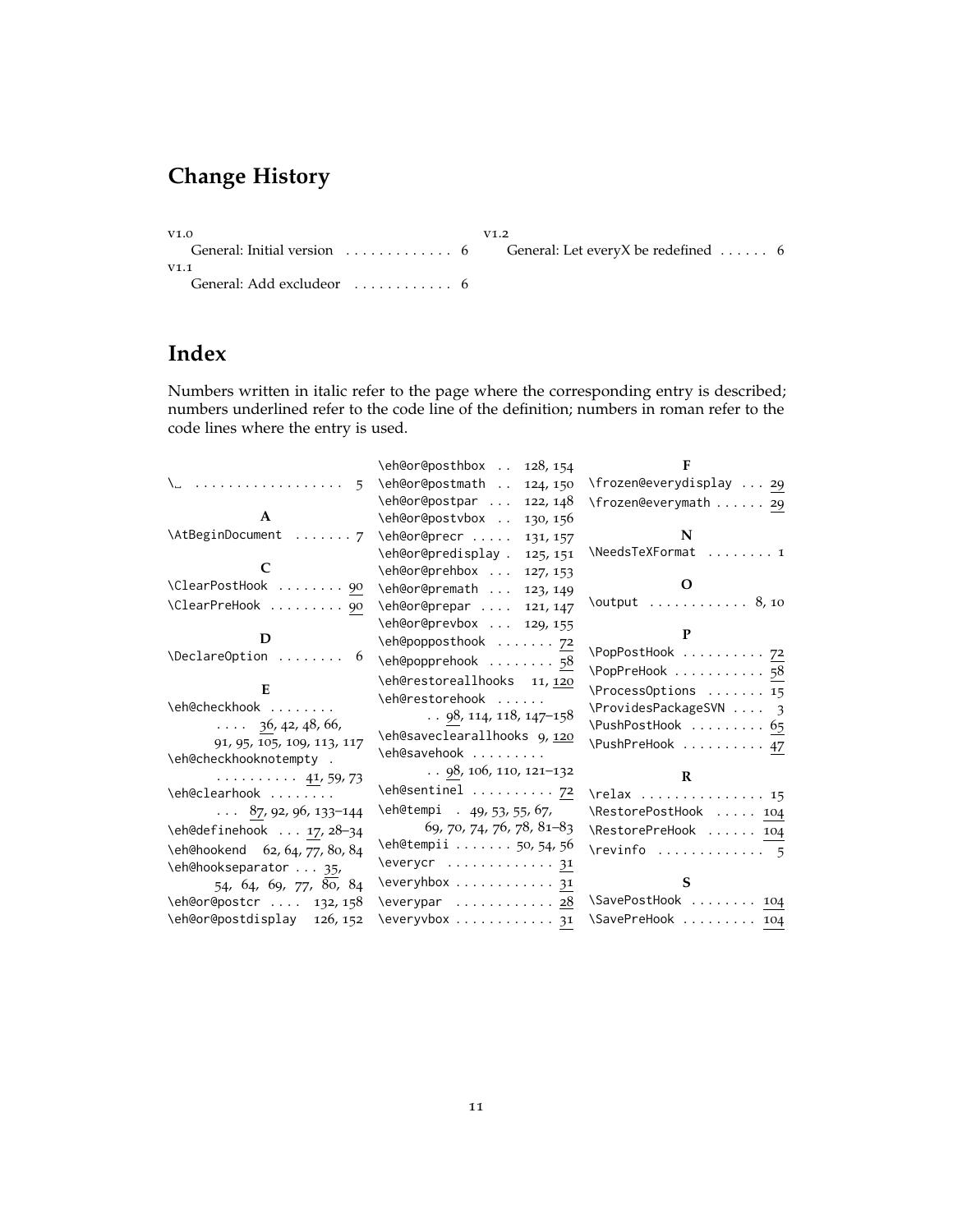## Change History

v1.0
  General: Initial version . . . . . . . . . . . . . 6

v1.1
  General: Add excludeor . . . . . . . . . . . . 6

v1.2
  General: Let everyX be redefined . . . . . . 6

## Index

Numbers written in italic refer to the page where the corresponding entry is described; numbers underlined refer to the code line of the definition; numbers in roman refer to the code lines where the entry is used.

\␣ . . . . . . . . . . . . . . . . . . 5

**A**

\AtBeginDocument . . . . . . . 7

**C**

\ClearPostHook . . . . . . . . 90
\ClearPreHook . . . . . . . . . 90

**D**

\DeclareOption . . . . . . . . 6

**E**

\eh@checkhook . . . . . . . . . . . . 36, 42, 48, 66, 91, 95, 105, 109, 113, 117
\eh@checkhooknotempty . . . . . . . . . . . . 41, 59, 73
\eh@clearhook . . . . . . . . . . . 87, 92, 96, 133–144
\eh@definehook . . . 17, 28–34
\eh@hookend 62, 64, 77, 80, 84
\eh@hookseparator . . . 35, 54, 64, 69, 77, 80, 84
\eh@or@postcr . . . . 132, 158
\eh@or@postdisplay 126, 152
\eh@or@posthbox . . 128, 154
\eh@or@postmath . . 124, 150
\eh@or@postpar . . . 122, 148
\eh@or@postvbox . . 130, 156
\eh@or@precr . . . . . 131, 157
\eh@or@predisplay . 125, 151
\eh@or@prehbox . . . 127, 153
\eh@or@premath . . . 123, 149
\eh@or@prepar . . . . 121, 147
\eh@or@prevbox . . . 129, 155
\eh@popposthook . . . . . . . 72
\eh@popprehook . . . . . . . . 58
\eh@restoreallhooks 11, 120
\eh@restorehook . . . . . . . . 98, 114, 118, 147–158
\eh@saveclearallhooks 9, 120
\eh@savehook . . . . . . . . . . 98, 106, 110, 121–132
\eh@sentinel . . . . . . . . . . 72
\eh@tempi . 49, 53, 55, 67, 69, 70, 74, 76, 78, 81–83
\eh@tempii . . . . . . . 50, 54, 56
\everycr . . . . . . . . . . . . . 31
\everyhbox . . . . . . . . . . . . 31
\everypar . . . . . . . . . . . . 28
\everyvbox . . . . . . . . . . . . 31

**F**

\frozen@everydisplay . . . 29
\frozen@everymath . . . . . . 29

**N**

\NeedsTeXFormat . . . . . . . . 1

**O**

\output . . . . . . . . . . . . 8, 10

**P**

\PopPostHook . . . . . . . . . . 72
\PopPreHook . . . . . . . . . . . 58
\ProcessOptions . . . . . . . 15
\ProvidesPackageSVN . . . . 3
\PushPostHook . . . . . . . . . 65
\PushPreHook . . . . . . . . . . 47

**R**

\relax . . . . . . . . . . . . . . . 15
\RestorePostHook . . . . . 104
\RestorePreHook . . . . . . 104
\revinfo . . . . . . . . . . . . . 5

**S**

\SavePostHook . . . . . . . . 104
\SavePreHook . . . . . . . . . 104